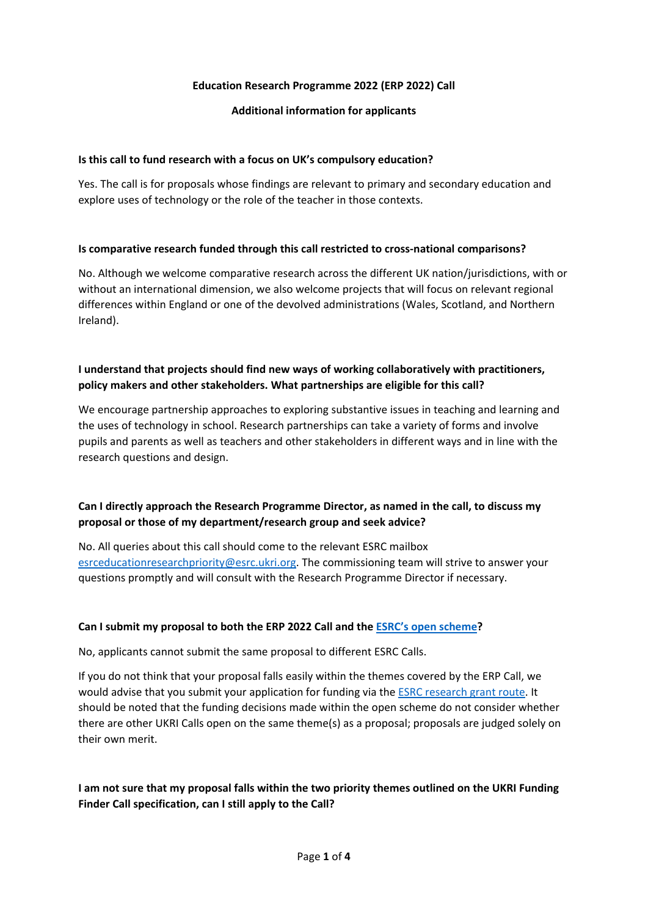**Education Research Programme 2022 (ERP 2022) Call**

**Additional information for applicants**

**Is this call to fund research with a focus on UK's compulsory education?**

Yes. The call is for proposals whose findings are relevant to primary and secondary education and explore uses of technology or the role of the teacher in those contexts.

**Is comparative research funded through this call restricted to cross-national comparisons?**

No. Although we welcome comparative research across the different UK nation/jurisdictions, with or without an international dimension, we also welcome projects that will focus on relevant regional differences within England or one of the devolved administrations (Wales, Scotland, and Northern Ireland).

**I understand that projects should find new ways of working collaboratively with practitioners, policy makers and other stakeholders. What partnerships are eligible for this call?**

We encourage partnership approaches to exploring substantive issues in teaching and learning and the uses of technology in school. Research partnerships can take a variety of forms and involve pupils and parents as well as teachers and other stakeholders in different ways and in line with the research questions and design.

**Can I directly approach the Research Programme Director, as named in the call, to discuss my proposal or those of my department/research group and seek advice?**

No. All queries about this call should come to the relevant ESRC mailbox esrceducationresearchpriority@esrc.ukri.org. The commissioning team will strive to answer your questions promptly and will consult with the Research Programme Director if necessary.

**Can I submit my proposal to both the ERP 2022 Call and the ESRC's open scheme?**

No, applicants cannot submit the same proposal to different ESRC Calls.

If you do not think that your proposal falls easily within the themes covered by the ERP Call, we would advise that you submit your application for funding via the ESRC research grant route. It should be noted that the funding decisions made within the open scheme do not consider whether there are other UKRI Calls open on the same theme(s) as a proposal; proposals are judged solely on their own merit.

**I am not sure that my proposal falls within the two priority themes outlined on the UKRI Funding Finder Call specification, can I still apply to the Call?**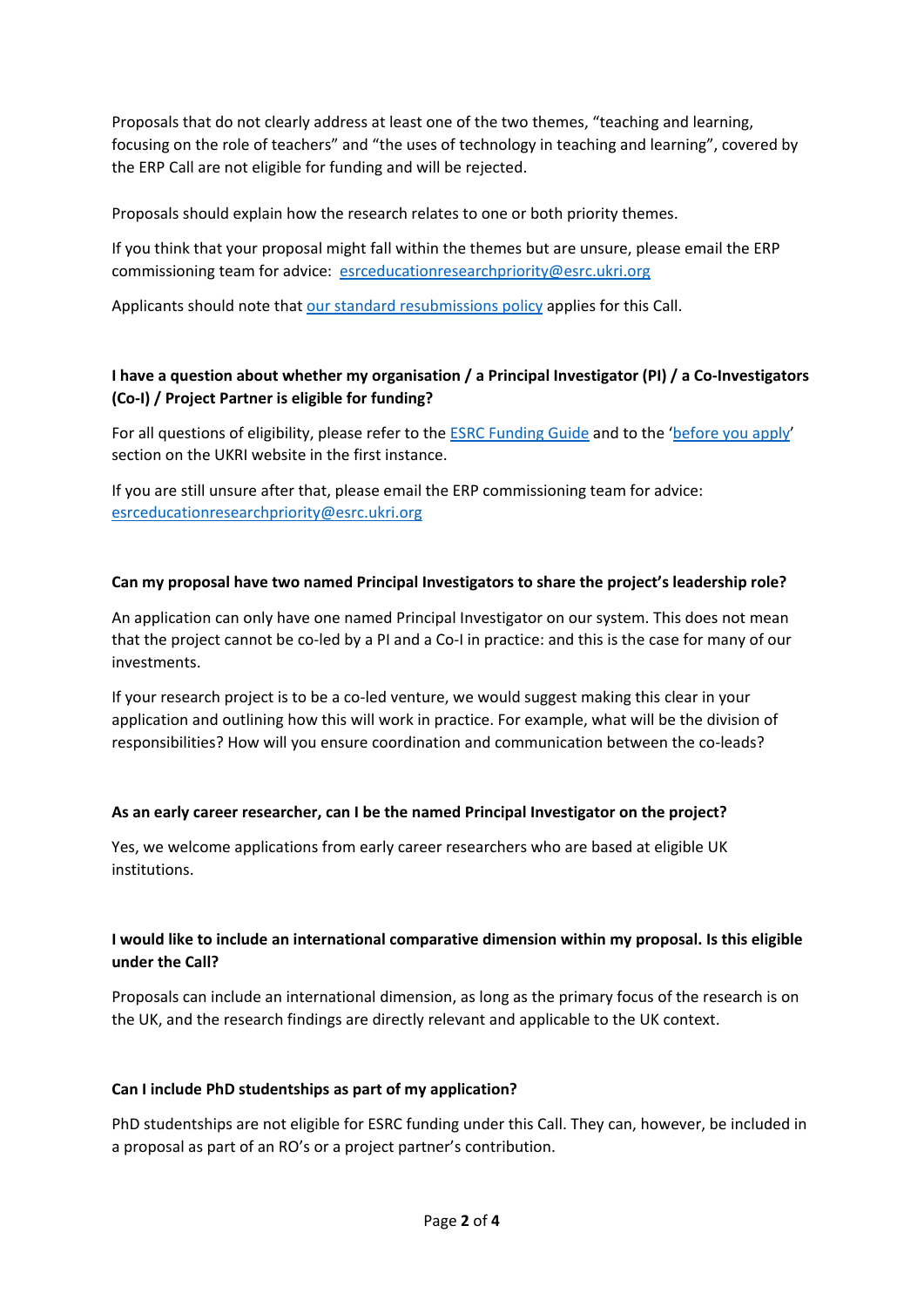Proposals that do not clearly address at least one of the two themes, "teaching and learning, focusing on the role of teachers" and "the uses of technology in teaching and learning", covered by the ERP Call are not eligible for funding and will be rejected.

Proposals should explain how the research relates to one or both priority themes.

If you think that your proposal might fall within the themes but are unsure, please email the ERP commissioning team for advice: esrceducationresearchpriority@esrc.ukri.org

Applicants should note that our standard resubmissions policy applies for this Call.

**I have a question about whether my organisation / a Principal Investigator (PI) / a Co-Investigators (Co-I) / Project Partner is eligible for funding?**

For all questions of eligibility, please refer to the ESRC Funding Guide and to the 'before you apply' section on the UKRI website in the first instance.

If you are still unsure after that, please email the ERP commissioning team for advice: esrceducationresearchpriority@esrc.ukri.org

**Can my proposal have two named Principal Investigators to share the project's leadership role?**

An application can only have one named Principal Investigator on our system. This does not mean that the project cannot be co-led by a PI and a Co-I in practice: and this is the case for many of our investments.

If your research project is to be a co-led venture, we would suggest making this clear in your application and outlining how this will work in practice. For example, what will be the division of responsibilities? How will you ensure coordination and communication between the co-leads?

**As an early career researcher, can I be the named Principal Investigator on the project?**

Yes, we welcome applications from early career researchers who are based at eligible UK institutions.

**I would like to include an international comparative dimension within my proposal. Is this eligible under the Call?**

Proposals can include an international dimension, as long as the primary focus of the research is on the UK, and the research findings are directly relevant and applicable to the UK context.

**Can I include PhD studentships as part of my application?**

PhD studentships are not eligible for ESRC funding under this Call. They can, however, be included in a proposal as part of an RO's or a project partner's contribution.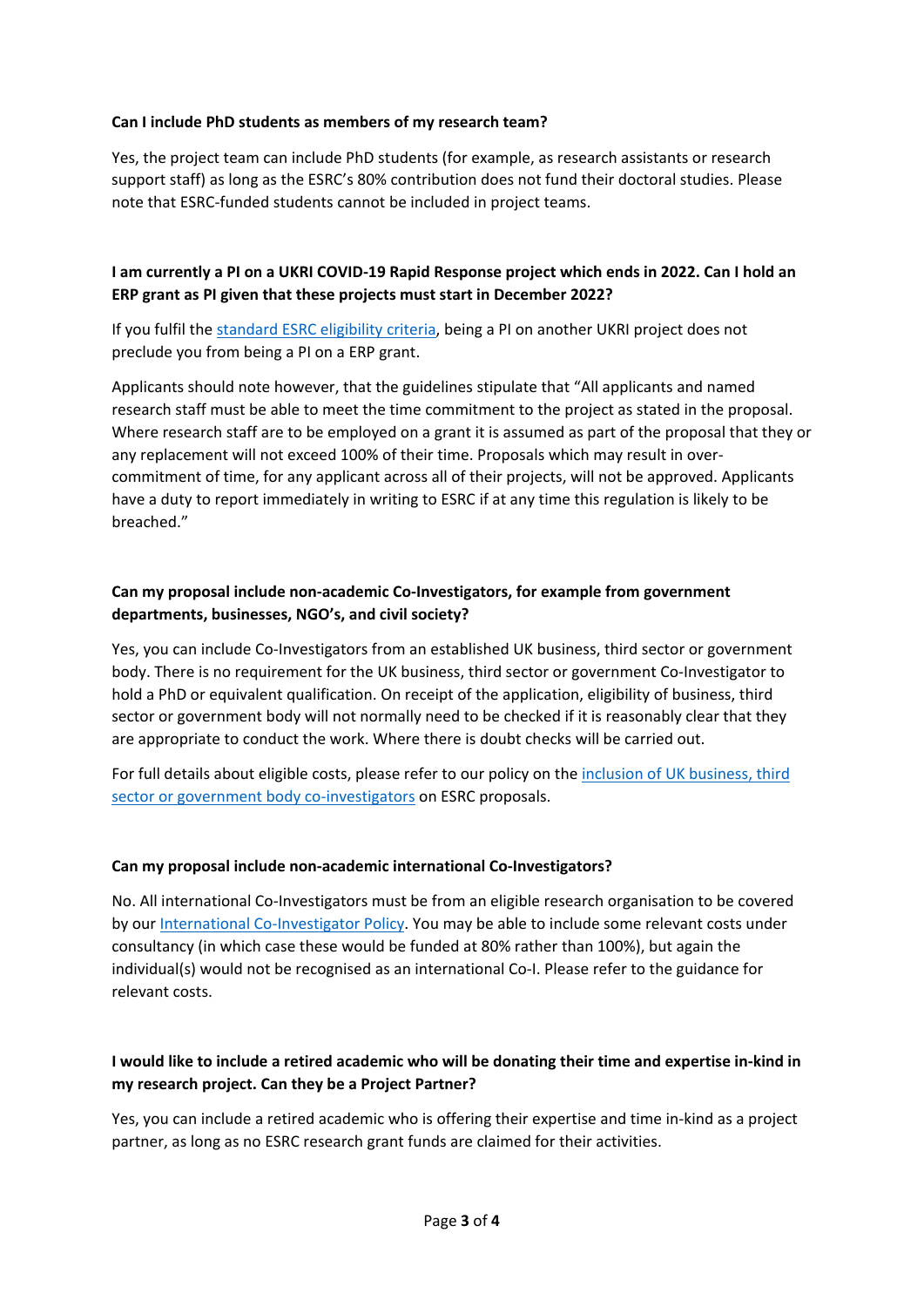**Can I include PhD students as members of my research team?**

Yes, the project team can include PhD students (for example, as research assistants or research support staff) as long as the ESRC's 80% contribution does not fund their doctoral studies. Please note that ESRC-funded students cannot be included in project teams.

**I am currently a PI on a UKRI COVID-19 Rapid Response project which ends in 2022. Can I hold an ERP grant as PI given that these projects must start in December 2022?**

If you fulfil the [standard ESRC eligibility criteria](), being a PI on another UKRI project does not preclude you from being a PI on a ERP grant.

Applicants should note however, that the guidelines stipulate that "All applicants and named research staff must be able to meet the time commitment to the project as stated in the proposal. Where research staff are to be employed on a grant it is assumed as part of the proposal that they or any replacement will not exceed 100% of their time. Proposals which may result in over-commitment of time, for any applicant across all of their projects, will not be approved. Applicants have a duty to report immediately in writing to ESRC if at any time this regulation is likely to be breached."

**Can my proposal include non-academic Co-Investigators, for example from government departments, businesses, NGO's, and civil society?**

Yes, you can include Co-Investigators from an established UK business, third sector or government body. There is no requirement for the UK business, third sector or government Co-Investigator to hold a PhD or equivalent qualification. On receipt of the application, eligibility of business, third sector or government body will not normally need to be checked if it is reasonably clear that they are appropriate to conduct the work. Where there is doubt checks will be carried out.

For full details about eligible costs, please refer to our policy on the [inclusion of UK business, third sector or government body co-investigators]() on ESRC proposals.

**Can my proposal include non-academic international Co-Investigators?**

No. All international Co-Investigators must be from an eligible research organisation to be covered by our [International Co-Investigator Policy](). You may be able to include some relevant costs under consultancy (in which case these would be funded at 80% rather than 100%), but again the individual(s) would not be recognised as an international Co-I. Please refer to the guidance for relevant costs.

**I would like to include a retired academic who will be donating their time and expertise in-kind in my research project. Can they be a Project Partner?**

Yes, you can include a retired academic who is offering their expertise and time in-kind as a project partner, as long as no ESRC research grant funds are claimed for their activities.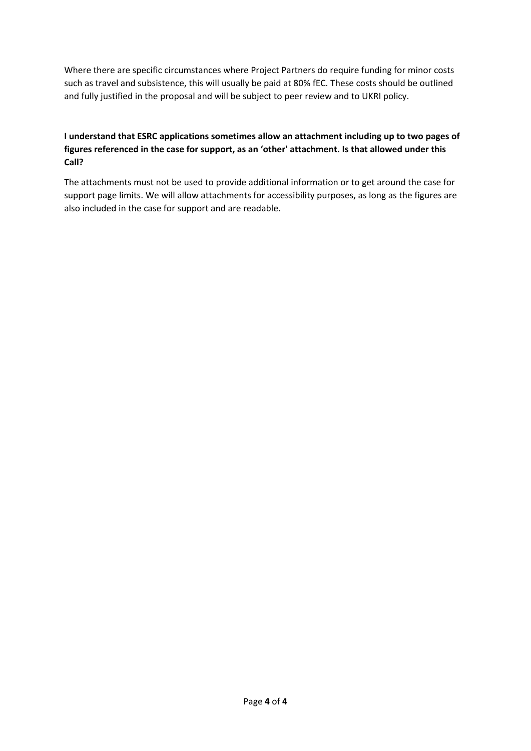Where there are specific circumstances where Project Partners do require funding for minor costs such as travel and subsistence, this will usually be paid at 80% fEC. These costs should be outlined and fully justified in the proposal and will be subject to peer review and to UKRI policy.

**I understand that ESRC applications sometimes allow an attachment including up to two pages of figures referenced in the case for support, as an 'other' attachment. Is that allowed under this Call?**

The attachments must not be used to provide additional information or to get around the case for support page limits. We will allow attachments for accessibility purposes, as long as the figures are also included in the case for support and are readable.